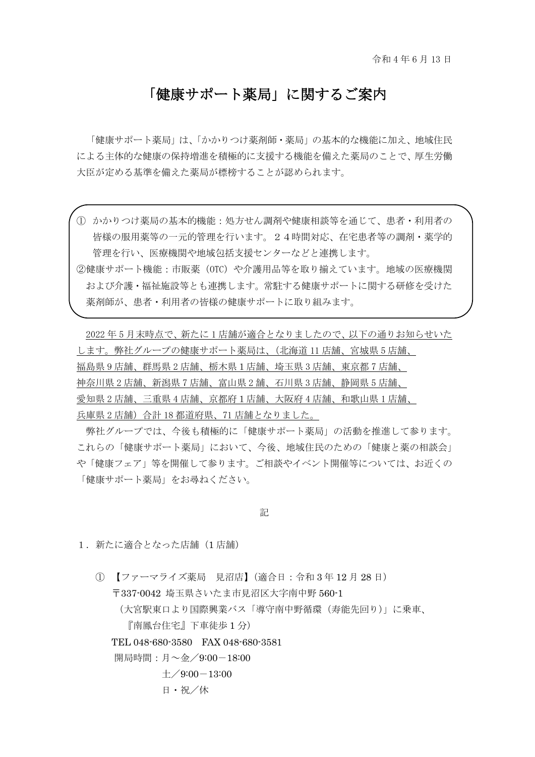令和 4 年 6 月 13 日

# 「健康サポート薬局」に関するご案内

「健康サポート薬局」は、「かかりつけ薬剤師・薬局」の基本的な機能に加え、地域住民による主体的な健康の保持増進を積極的に支援する機能を備えた薬局のことで、厚生労働大臣が定める基準を備えた薬局が標榜することが認められます。

① かかりつけ薬局の基本的機能：処方せん調剤や健康相談等を通じて、患者・利用者の皆様の服用薬等の一元的管理を行います。２４時間対応、在宅患者等の調剤・薬学的管理を行い、医療機関や地域包括支援センターなどと連携します。
②健康サポート機能：市販薬（OTC）や介護用品等を取り揃えています。地域の医療機関および介護・福祉施設等とも連携します。常駐する健康サポートに関する研修を受けた薬剤師が、患者・利用者の皆様の健康サポートに取り組みます。

2022 年 5 月末時点で、新たに 1 店舗が適合となりましたので、以下の通りお知らせいたします。弊社グループの健康サポート薬局は、（北海道 11 店舗、宮城県 5 店舗、福島県 9 店舗、群馬県 2 店舗、栃木県 1 店舗、埼玉県 3 店舗、東京都 7 店舗、神奈川県 2 店舗、新潟県 7 店舗、富山県 2 舗、石川県 3 店舗、静岡県 5 店舗、愛知県 2 店舗、三重県 4 店舗、京都府 1 店舗、大阪府 4 店舗、和歌山県 1 店舗、兵庫県 2 店舗）合計 18 都道府県、71 店舗となりました。

弊社グループでは、今後も積極的に「健康サポート薬局」の活動を推進して参ります。これらの「健康サポート薬局」において、今後、地域住民のための「健康と薬の相談会」や「健康フェア」等を開催して参ります。ご相談やイベント開催等については、お近くの「健康サポート薬局」をお尋ねください。

記

１．新たに適合となった店舗（1 店舗）

① 【ファーマライズ薬局　見沼店】（適合日：令和 3 年 12 月 28 日）
〒337-0042 埼玉県さいたま市見沼区大字南中野 560-1
（大宮駅東口より国際興業バス「導守南中野循環（寿能先回り）」に乗車、
『南鳳台住宅』下車徒歩 1 分）
TEL 048-680-3580　FAX 048-680-3581
開局時間：月～金／9:00－18:00
土／9:00－13:00
日・祝／休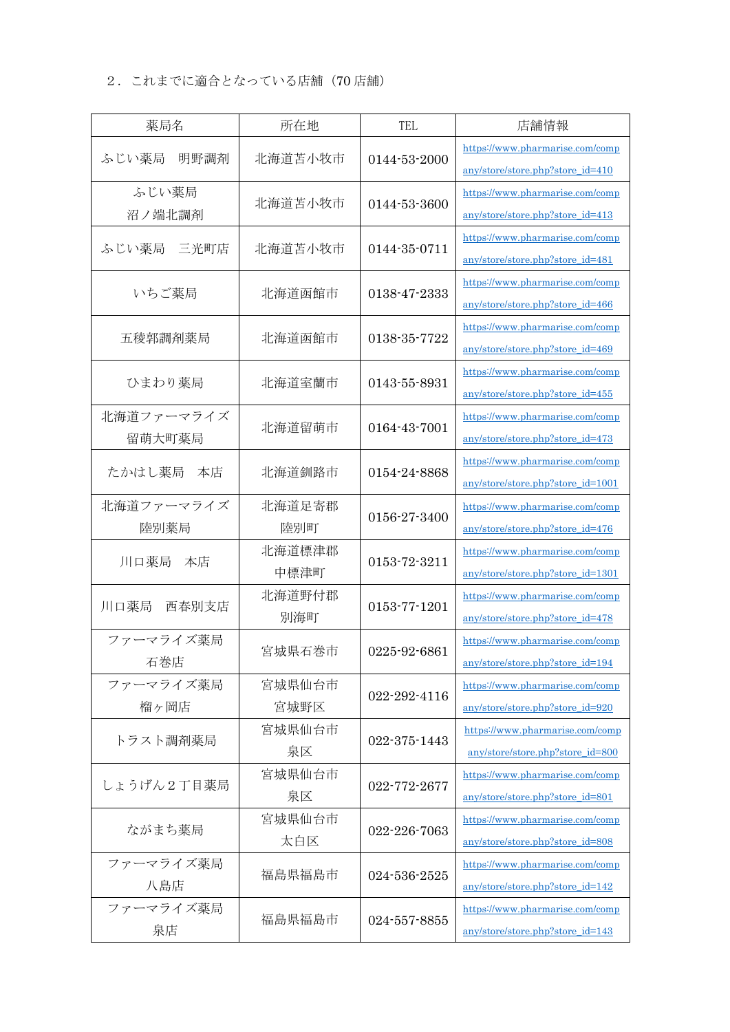２．これまでに適合となっている店舗（70 店舗）

| 薬局名 | 所在地 | TEL | 店舗情報 |
| --- | --- | --- | --- |
| ふじい薬局　明野調剤 | 北海道苫小牧市 | 0144-53-2000 | https://www.pharmarise.com/company/store/store.php?store_id=410 |
| ふじい薬局 沼ノ端北調剤 | 北海道苫小牧市 | 0144-53-3600 | https://www.pharmarise.com/company/store/store.php?store_id=413 |
| ふじい薬局　三光町店 | 北海道苫小牧市 | 0144-35-0711 | https://www.pharmarise.com/company/store/store.php?store_id=481 |
| いちご薬局 | 北海道函館市 | 0138-47-2333 | https://www.pharmarise.com/company/store/store.php?store_id=466 |
| 五稜郭調剤薬局 | 北海道函館市 | 0138-35-7722 | https://www.pharmarise.com/company/store/store.php?store_id=469 |
| ひまわり薬局 | 北海道室蘭市 | 0143-55-8931 | https://www.pharmarise.com/company/store/store.php?store_id=455 |
| 北海道ファーマライズ 留萌大町薬局 | 北海道留萌市 | 0164-43-7001 | https://www.pharmarise.com/company/store/store.php?store_id=473 |
| たかはし薬局　本店 | 北海道釧路市 | 0154-24-8868 | https://www.pharmarise.com/company/store/store.php?store_id=1001 |
| 北海道ファーマライズ 陸別薬局 | 北海道足寄郡 陸別町 | 0156-27-3400 | https://www.pharmarise.com/company/store/store.php?store_id=476 |
| 川口薬局　本店 | 北海道標津郡 中標津町 | 0153-72-3211 | https://www.pharmarise.com/company/store/store.php?store_id=1301 |
| 川口薬局　西春別支店 | 北海道野付郡 別海町 | 0153-77-1201 | https://www.pharmarise.com/company/store/store.php?store_id=478 |
| ファーマライズ薬局 石巻店 | 宮城県石巻市 | 0225-92-6861 | https://www.pharmarise.com/company/store/store.php?store_id=194 |
| ファーマライズ薬局 榴ヶ岡店 | 宮城県仙台市 宮城野区 | 022-292-4116 | https://www.pharmarise.com/company/store/store.php?store_id=920 |
| トラスト調剤薬局 | 宮城県仙台市 泉区 | 022-375-1443 | https://www.pharmarise.com/company/store/store.php?store_id=800 |
| しょうげん２丁目薬局 | 宮城県仙台市 泉区 | 022-772-2677 | https://www.pharmarise.com/company/store/store.php?store_id=801 |
| ながまち薬局 | 宮城県仙台市 太白区 | 022-226-7063 | https://www.pharmarise.com/company/store/store.php?store_id=808 |
| ファーマライズ薬局 八島店 | 福島県福島市 | 024-536-2525 | https://www.pharmarise.com/company/store/store.php?store_id=142 |
| ファーマライズ薬局 泉店 | 福島県福島市 | 024-557-8855 | https://www.pharmarise.com/company/store/store.php?store_id=143 |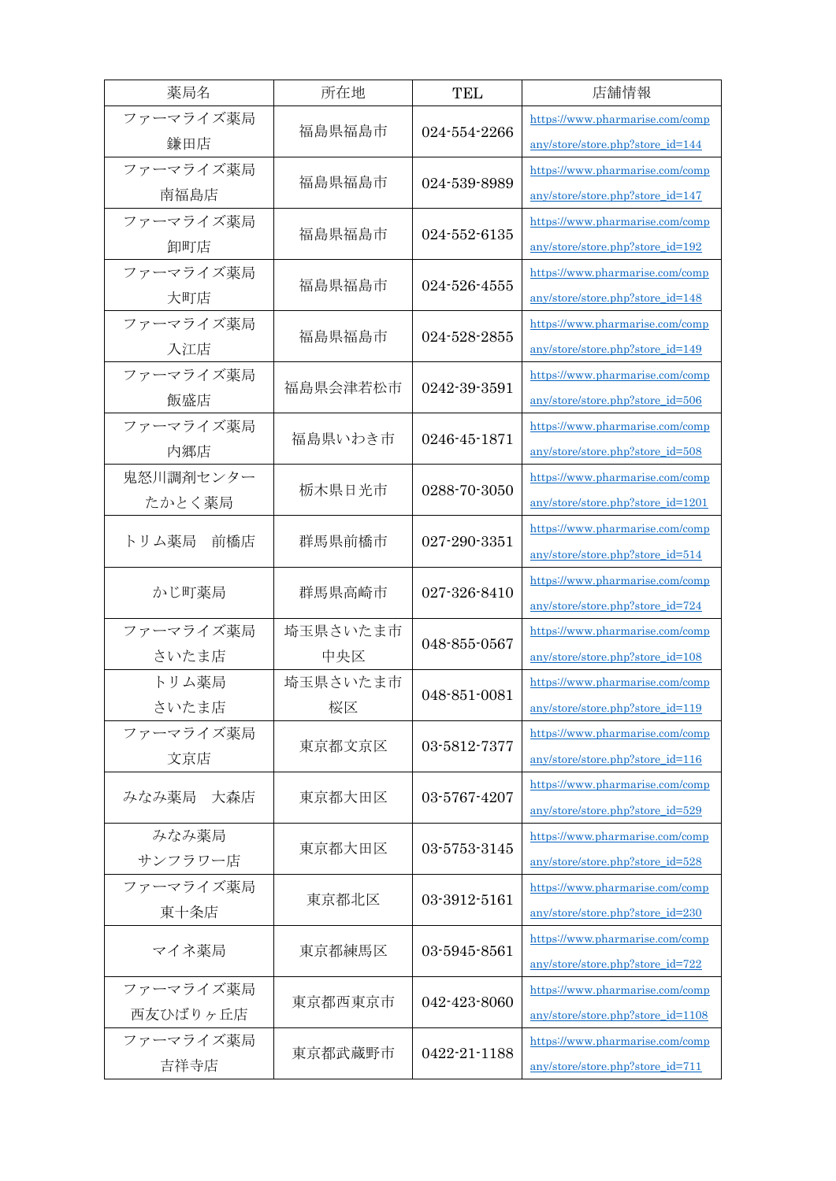| 薬局名 | 所在地 | TEL | 店舗情報 |
| --- | --- | --- | --- |
| ファーマライズ薬局 鎌田店 | 福島県福島市 | 024-554-2266 | https://www.pharmarise.com/company/store/store.php?store_id=144 |
| ファーマライズ薬局 南福島店 | 福島県福島市 | 024-539-8989 | https://www.pharmarise.com/company/store/store.php?store_id=147 |
| ファーマライズ薬局 卸町店 | 福島県福島市 | 024-552-6135 | https://www.pharmarise.com/company/store/store.php?store_id=192 |
| ファーマライズ薬局 大町店 | 福島県福島市 | 024-526-4555 | https://www.pharmarise.com/company/store/store.php?store_id=148 |
| ファーマライズ薬局 入江店 | 福島県福島市 | 024-528-2855 | https://www.pharmarise.com/company/store/store.php?store_id=149 |
| ファーマライズ薬局 飯盛店 | 福島県会津若松市 | 0242-39-3591 | https://www.pharmarise.com/company/store/store.php?store_id=506 |
| ファーマライズ薬局 内郷店 | 福島県いわき市 | 0246-45-1871 | https://www.pharmarise.com/company/store/store.php?store_id=508 |
| 鬼怒川調剤センター たかとく薬局 | 栃木県日光市 | 0288-70-3050 | https://www.pharmarise.com/company/store/store.php?store_id=1201 |
| トリム薬局　前橋店 | 群馬県前橋市 | 027-290-3351 | https://www.pharmarise.com/company/store/store.php?store_id=514 |
| かじ町薬局 | 群馬県高崎市 | 027-326-8410 | https://www.pharmarise.com/company/store/store.php?store_id=724 |
| ファーマライズ薬局 さいたま店 | 埼玉県さいたま市中央区 | 048-855-0567 | https://www.pharmarise.com/company/store/store.php?store_id=108 |
| トリム薬局 さいたま店 | 埼玉県さいたま市桜区 | 048-851-0081 | https://www.pharmarise.com/company/store/store.php?store_id=119 |
| ファーマライズ薬局 文京店 | 東京都文京区 | 03-5812-7377 | https://www.pharmarise.com/company/store/store.php?store_id=116 |
| みなみ薬局　大森店 | 東京都大田区 | 03-5767-4207 | https://www.pharmarise.com/company/store/store.php?store_id=529 |
| みなみ薬局 サンフラワー店 | 東京都大田区 | 03-5753-3145 | https://www.pharmarise.com/company/store/store.php?store_id=528 |
| ファーマライズ薬局 東十条店 | 東京都北区 | 03-3912-5161 | https://www.pharmarise.com/company/store/store.php?store_id=230 |
| マイネ薬局 | 東京都練馬区 | 03-5945-8561 | https://www.pharmarise.com/company/store/store.php?store_id=722 |
| ファーマライズ薬局 西友ひばりヶ丘店 | 東京都西東京市 | 042-423-8060 | https://www.pharmarise.com/company/store/store.php?store_id=1108 |
| ファーマライズ薬局 吉祥寺店 | 東京都武蔵野市 | 0422-21-1188 | https://www.pharmarise.com/company/store/store.php?store_id=711 |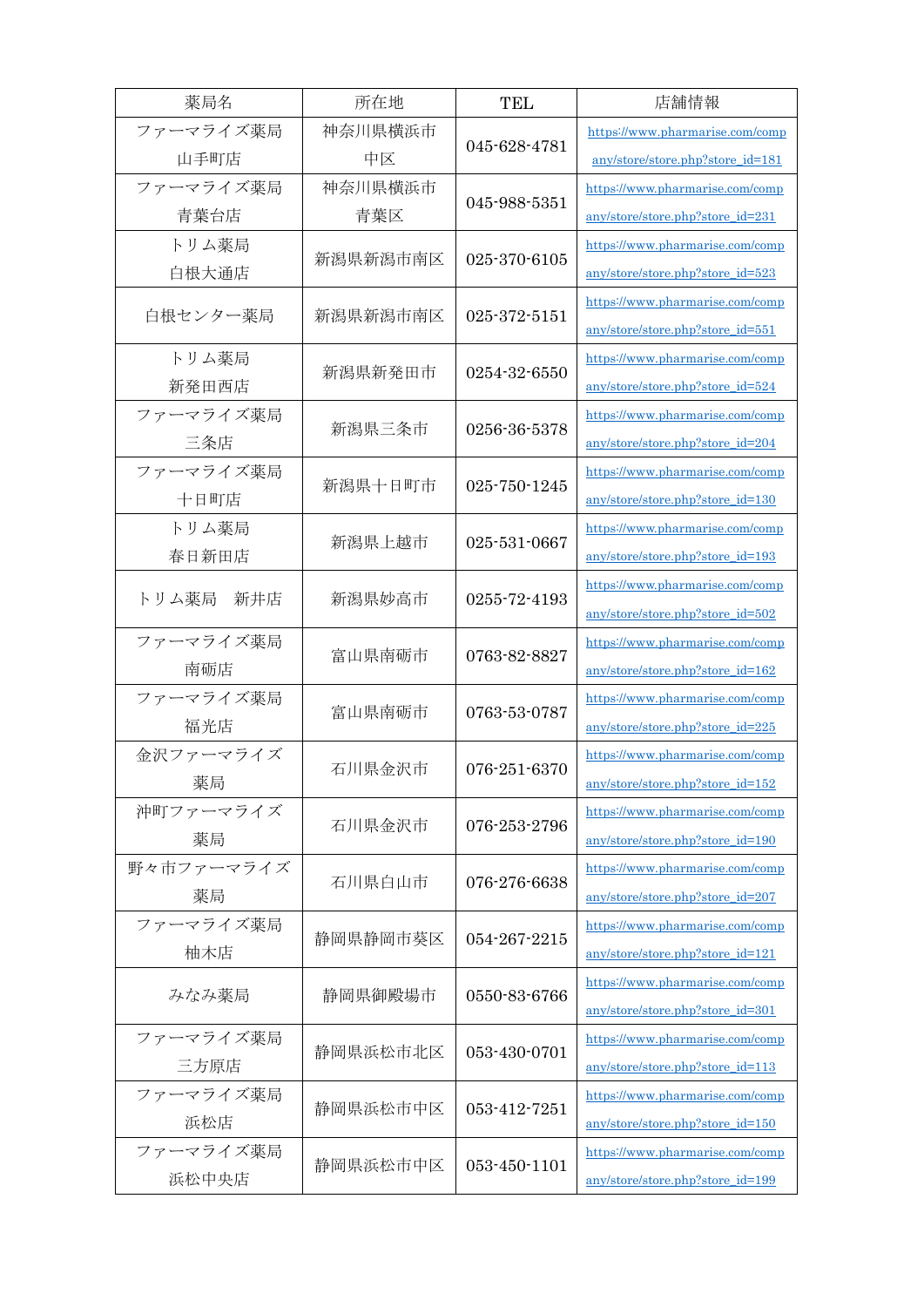| 薬局名 | 所在地 | TEL | 店舗情報 |
| --- | --- | --- | --- |
| ファーマライズ薬局 山手町店 | 神奈川県横浜市中区 | 045-628-4781 | https://www.pharmarise.com/company/store/store.php?store_id=181 |
| ファーマライズ薬局 青葉台店 | 神奈川県横浜市青葉区 | 045-988-5351 | https://www.pharmarise.com/company/store/store.php?store_id=231 |
| トリム薬局 白根大通店 | 新潟県新潟市南区 | 025-370-6105 | https://www.pharmarise.com/company/store/store.php?store_id=523 |
| 白根センター薬局 | 新潟県新潟市南区 | 025-372-5151 | https://www.pharmarise.com/company/store/store.php?store_id=551 |
| トリム薬局 新発田西店 | 新潟県新発田市 | 0254-32-6550 | https://www.pharmarise.com/company/store/store.php?store_id=524 |
| ファーマライズ薬局 三条店 | 新潟県三条市 | 0256-36-5378 | https://www.pharmarise.com/company/store/store.php?store_id=204 |
| ファーマライズ薬局 十日町店 | 新潟県十日町市 | 025-750-1245 | https://www.pharmarise.com/company/store/store.php?store_id=130 |
| トリム薬局 春日新田店 | 新潟県上越市 | 025-531-0667 | https://www.pharmarise.com/company/store/store.php?store_id=193 |
| トリム薬局　新井店 | 新潟県妙高市 | 0255-72-4193 | https://www.pharmarise.com/company/store/store.php?store_id=502 |
| ファーマライズ薬局 南砺店 | 富山県南砺市 | 0763-82-8827 | https://www.pharmarise.com/company/store/store.php?store_id=162 |
| ファーマライズ薬局 福光店 | 富山県南砺市 | 0763-53-0787 | https://www.pharmarise.com/company/store/store.php?store_id=225 |
| 金沢ファーマライズ薬局 | 石川県金沢市 | 076-251-6370 | https://www.pharmarise.com/company/store/store.php?store_id=152 |
| 沖町ファーマライズ薬局 | 石川県金沢市 | 076-253-2796 | https://www.pharmarise.com/company/store/store.php?store_id=190 |
| 野々市ファーマライズ薬局 | 石川県白山市 | 076-276-6638 | https://www.pharmarise.com/company/store/store.php?store_id=207 |
| ファーマライズ薬局 柚木店 | 静岡県静岡市葵区 | 054-267-2215 | https://www.pharmarise.com/company/store/store.php?store_id=121 |
| みなみ薬局 | 静岡県御殿場市 | 0550-83-6766 | https://www.pharmarise.com/company/store/store.php?store_id=301 |
| ファーマライズ薬局 三方原店 | 静岡県浜松市北区 | 053-430-0701 | https://www.pharmarise.com/company/store/store.php?store_id=113 |
| ファーマライズ薬局 浜松店 | 静岡県浜松市中区 | 053-412-7251 | https://www.pharmarise.com/company/store/store.php?store_id=150 |
| ファーマライズ薬局 浜松中央店 | 静岡県浜松市中区 | 053-450-1101 | https://www.pharmarise.com/company/store/store.php?store_id=199 |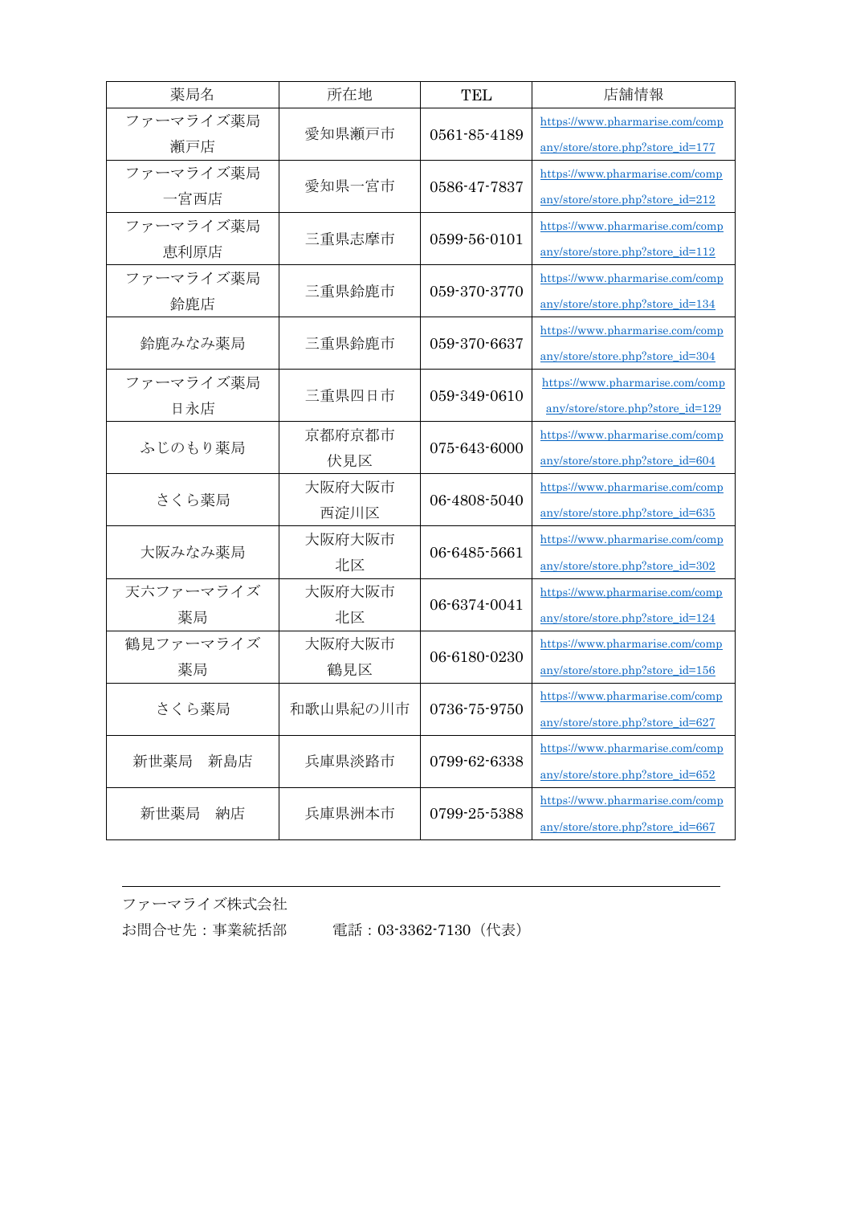| 薬局名 | 所在地 | TEL | 店舗情報 |
|---|---|---|---|
| ファーマライズ薬局瀬戸店 | 愛知県瀬戸市 | 0561-85-4189 | https://www.pharmarise.com/company/store/store.php?store_id=177 |
| ファーマライズ薬局一宮西店 | 愛知県一宮市 | 0586-47-7837 | https://www.pharmarise.com/company/store/store.php?store_id=212 |
| ファーマライズ薬局恵利原店 | 三重県志摩市 | 0599-56-0101 | https://www.pharmarise.com/company/store/store.php?store_id=112 |
| ファーマライズ薬局鈴鹿店 | 三重県鈴鹿市 | 059-370-3770 | https://www.pharmarise.com/company/store/store.php?store_id=134 |
| 鈴鹿みなみ薬局 | 三重県鈴鹿市 | 059-370-6637 | https://www.pharmarise.com/company/store/store.php?store_id=304 |
| ファーマライズ薬局日永店 | 三重県四日市 | 059-349-0610 | https://www.pharmarise.com/company/store/store.php?store_id=129 |
| ふじのもり薬局 | 京都府京都市伏見区 | 075-643-6000 | https://www.pharmarise.com/company/store/store.php?store_id=604 |
| さくら薬局 | 大阪府大阪市西淀川区 | 06-4808-5040 | https://www.pharmarise.com/company/store/store.php?store_id=635 |
| 大阪みなみ薬局 | 大阪府大阪市北区 | 06-6485-5661 | https://www.pharmarise.com/company/store/store.php?store_id=302 |
| 天六ファーマライズ薬局 | 大阪府大阪市北区 | 06-6374-0041 | https://www.pharmarise.com/company/store/store.php?store_id=124 |
| 鶴見ファーマライズ薬局 | 大阪府大阪市鶴見区 | 06-6180-0230 | https://www.pharmarise.com/company/store/store.php?store_id=156 |
| さくら薬局 | 和歌山県紀の川市 | 0736-75-9750 | https://www.pharmarise.com/company/store/store.php?store_id=627 |
| 新世薬局　新島店 | 兵庫県淡路市 | 0799-62-6338 | https://www.pharmarise.com/company/store/store.php?store_id=652 |
| 新世薬局　納店 | 兵庫県洲本市 | 0799-25-5388 | https://www.pharmarise.com/company/store/store.php?store_id=667 |

---

ファーマライズ株式会社

お問合せ先：事業統括部　　　電話：03-3362-7130（代表）